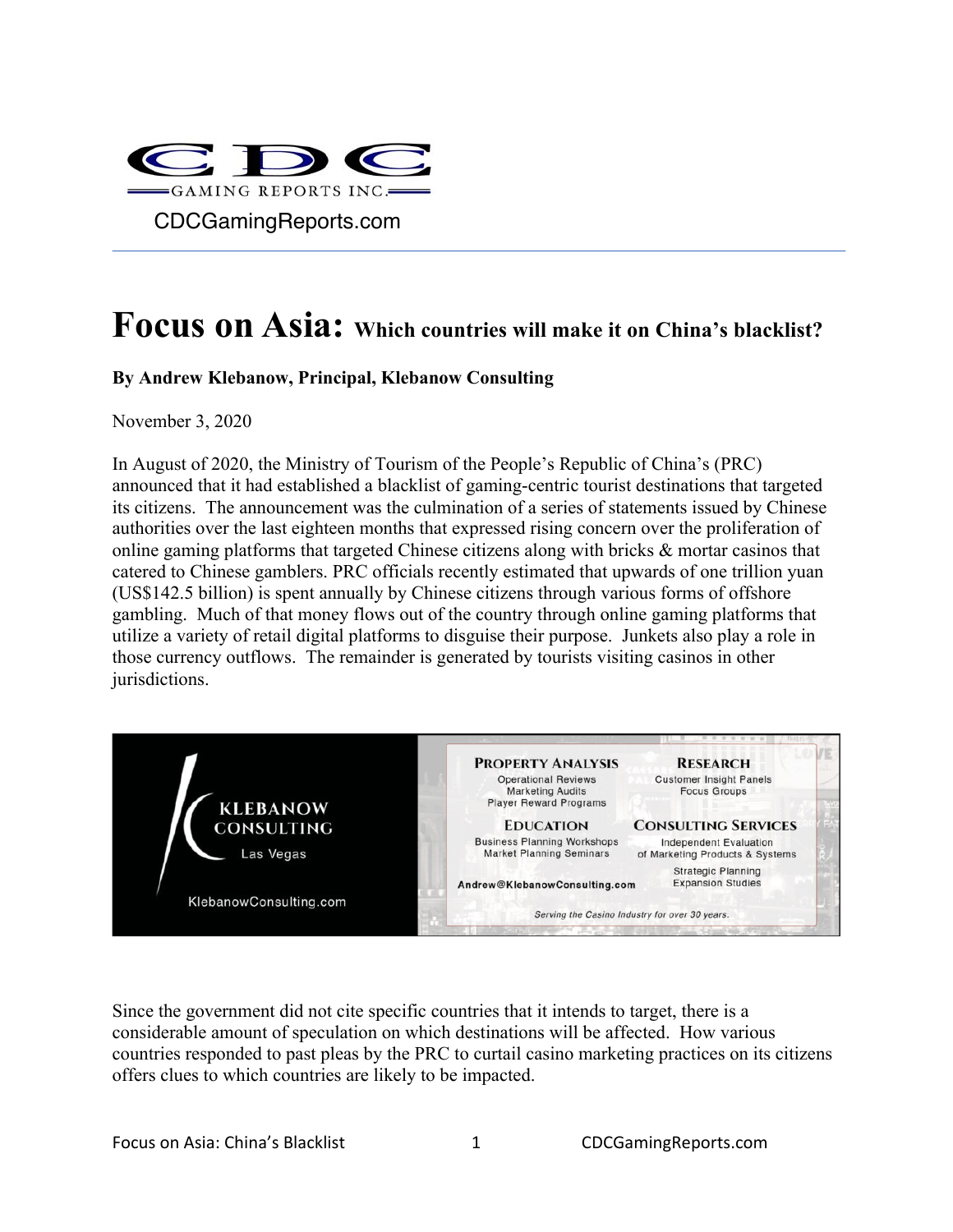CDC GAMING REPORTS INC.

CDCGamingReports.com

# Focus on Asia: Which countries will make it on China's blacklist?

**By Andrew Klebanow, Principal, Klebanow Consulting**

November 3, 2020

In August of 2020, the Ministry of Tourism of the People's Republic of China's (PRC) announced that it had established a blacklist of gaming-centric tourist destinations that targeted its citizens. The announcement was the culmination of a series of statements issued by Chinese authorities over the last eighteen months that expressed rising concern over the proliferation of online gaming platforms that targeted Chinese citizens along with bricks & mortar casinos that catered to Chinese gamblers. PRC officials recently estimated that upwards of one trillion yuan (US$142.5 billion) is spent annually by Chinese citizens through various forms of offshore gambling. Much of that money flows out of the country through online gaming platforms that utilize a variety of retail digital platforms to disguise their purpose. Junkets also play a role in those currency outflows. The remainder is generated by tourists visiting casinos in other jurisdictions.

KLEBANOW CONSULTING
Las Vegas
KlebanowConsulting.com

**PROPERTY ANALYSIS**
Operational Reviews
Marketing Audits
Player Reward Programs

**RESEARCH**
Customer Insight Panels
Focus Groups

**EDUCATION**
Business Planning Workshops
Market Planning Seminars

**CONSULTING SERVICES**
Independent Evaluation of Marketing Products & Systems
Strategic Planning
Expansion Studies

Andrew@KlebanowConsulting.com

*Serving the Casino Industry for over 30 years.*

Since the government did not cite specific countries that it intends to target, there is a considerable amount of speculation on which destinations will be affected. How various countries responded to past pleas by the PRC to curtail casino marketing practices on its citizens offers clues to which countries are likely to be impacted.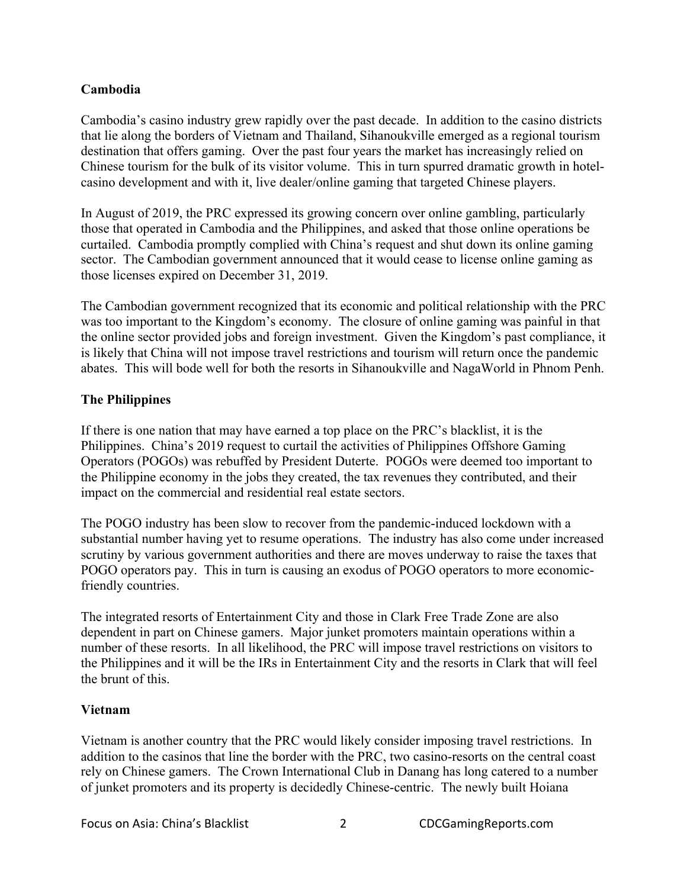## Cambodia

Cambodia's casino industry grew rapidly over the past decade. In addition to the casino districts that lie along the borders of Vietnam and Thailand, Sihanoukville emerged as a regional tourism destination that offers gaming. Over the past four years the market has increasingly relied on Chinese tourism for the bulk of its visitor volume. This in turn spurred dramatic growth in hotel-casino development and with it, live dealer/online gaming that targeted Chinese players.

In August of 2019, the PRC expressed its growing concern over online gambling, particularly those that operated in Cambodia and the Philippines, and asked that those online operations be curtailed. Cambodia promptly complied with China's request and shut down its online gaming sector. The Cambodian government announced that it would cease to license online gaming as those licenses expired on December 31, 2019.

The Cambodian government recognized that its economic and political relationship with the PRC was too important to the Kingdom's economy. The closure of online gaming was painful in that the online sector provided jobs and foreign investment. Given the Kingdom's past compliance, it is likely that China will not impose travel restrictions and tourism will return once the pandemic abates. This will bode well for both the resorts in Sihanoukville and NagaWorld in Phnom Penh.

## The Philippines

If there is one nation that may have earned a top place on the PRC's blacklist, it is the Philippines. China's 2019 request to curtail the activities of Philippines Offshore Gaming Operators (POGOs) was rebuffed by President Duterte. POGOs were deemed too important to the Philippine economy in the jobs they created, the tax revenues they contributed, and their impact on the commercial and residential real estate sectors.

The POGO industry has been slow to recover from the pandemic-induced lockdown with a substantial number having yet to resume operations. The industry has also come under increased scrutiny by various government authorities and there are moves underway to raise the taxes that POGO operators pay. This in turn is causing an exodus of POGO operators to more economic-friendly countries.

The integrated resorts of Entertainment City and those in Clark Free Trade Zone are also dependent in part on Chinese gamers. Major junket promoters maintain operations within a number of these resorts. In all likelihood, the PRC will impose travel restrictions on visitors to the Philippines and it will be the IRs in Entertainment City and the resorts in Clark that will feel the brunt of this.

## Vietnam

Vietnam is another country that the PRC would likely consider imposing travel restrictions. In addition to the casinos that line the border with the PRC, two casino-resorts on the central coast rely on Chinese gamers. The Crown International Club in Danang has long catered to a number of junket promoters and its property is decidedly Chinese-centric. The newly built Hoiana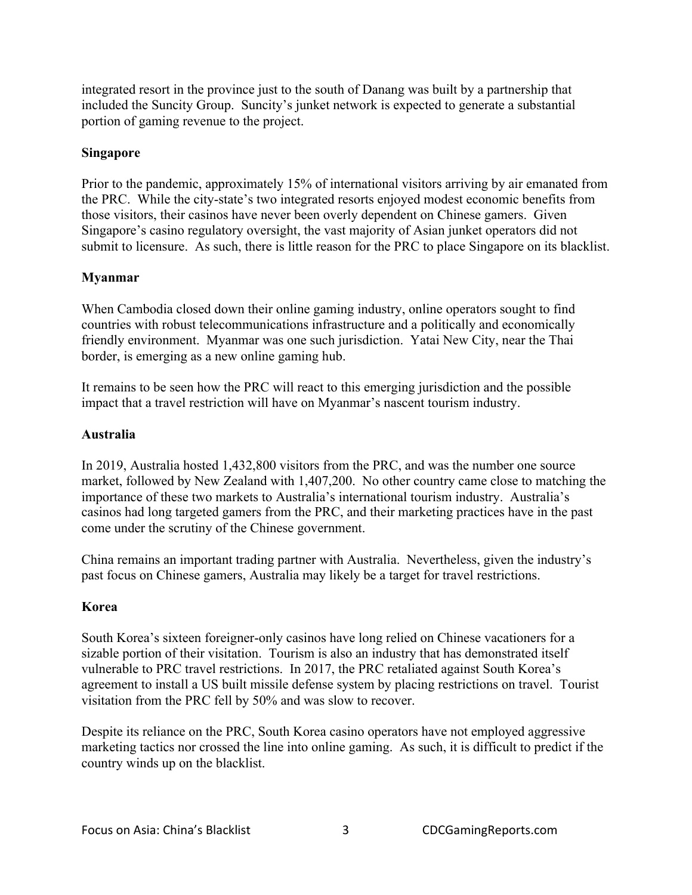integrated resort in the province just to the south of Danang was built by a partnership that included the Suncity Group. Suncity's junket network is expected to generate a substantial portion of gaming revenue to the project.

**Singapore**

Prior to the pandemic, approximately 15% of international visitors arriving by air emanated from the PRC. While the city-state's two integrated resorts enjoyed modest economic benefits from those visitors, their casinos have never been overly dependent on Chinese gamers. Given Singapore's casino regulatory oversight, the vast majority of Asian junket operators did not submit to licensure. As such, there is little reason for the PRC to place Singapore on its blacklist.

**Myanmar**

When Cambodia closed down their online gaming industry, online operators sought to find countries with robust telecommunications infrastructure and a politically and economically friendly environment. Myanmar was one such jurisdiction. Yatai New City, near the Thai border, is emerging as a new online gaming hub.

It remains to be seen how the PRC will react to this emerging jurisdiction and the possible impact that a travel restriction will have on Myanmar's nascent tourism industry.

**Australia**

In 2019, Australia hosted 1,432,800 visitors from the PRC, and was the number one source market, followed by New Zealand with 1,407,200. No other country came close to matching the importance of these two markets to Australia's international tourism industry. Australia's casinos had long targeted gamers from the PRC, and their marketing practices have in the past come under the scrutiny of the Chinese government.

China remains an important trading partner with Australia. Nevertheless, given the industry's past focus on Chinese gamers, Australia may likely be a target for travel restrictions.

**Korea**

South Korea's sixteen foreigner-only casinos have long relied on Chinese vacationers for a sizable portion of their visitation. Tourism is also an industry that has demonstrated itself vulnerable to PRC travel restrictions. In 2017, the PRC retaliated against South Korea's agreement to install a US built missile defense system by placing restrictions on travel. Tourist visitation from the PRC fell by 50% and was slow to recover.

Despite its reliance on the PRC, South Korea casino operators have not employed aggressive marketing tactics nor crossed the line into online gaming. As such, it is difficult to predict if the country winds up on the blacklist.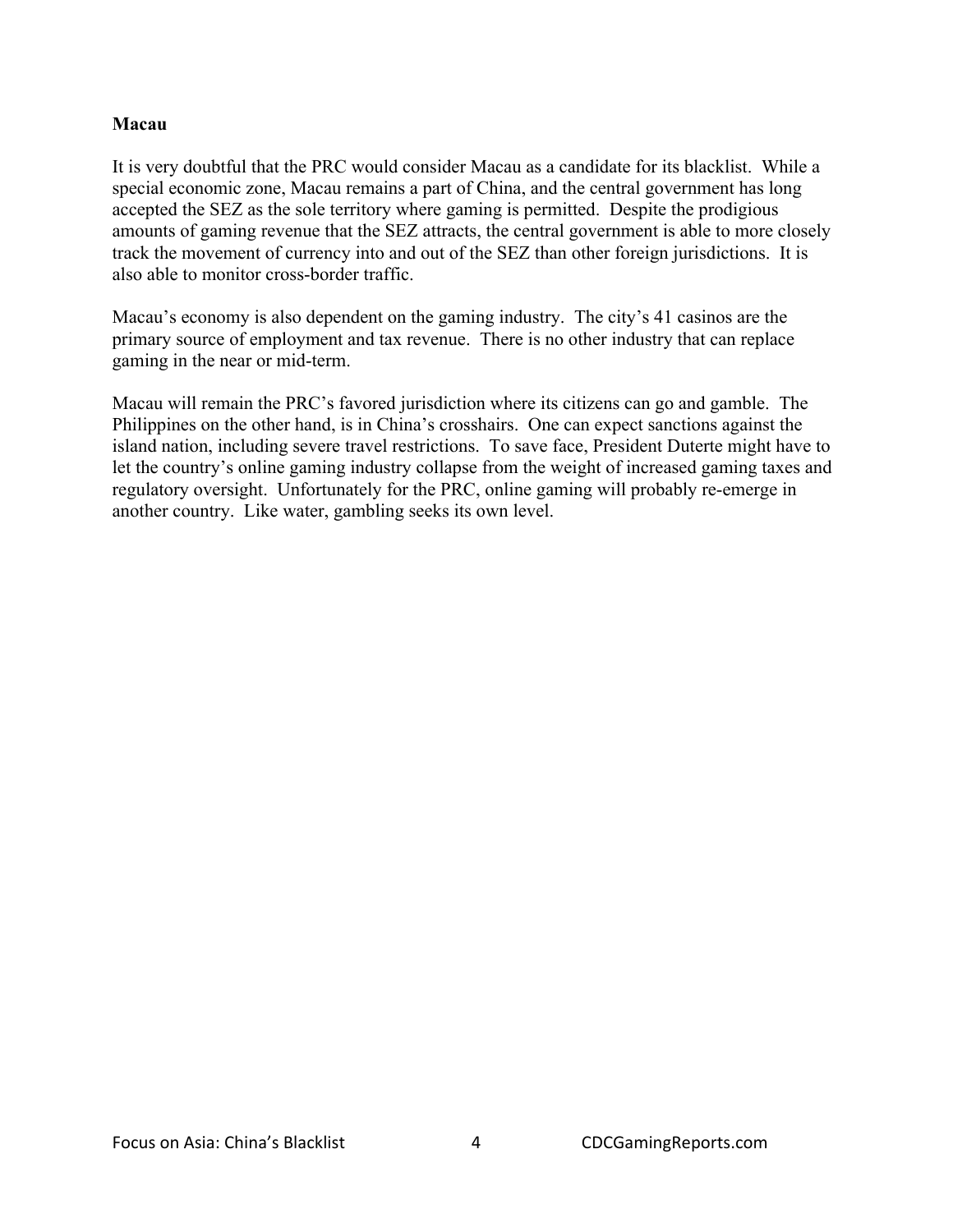**Macau**

It is very doubtful that the PRC would consider Macau as a candidate for its blacklist. While a special economic zone, Macau remains a part of China, and the central government has long accepted the SEZ as the sole territory where gaming is permitted. Despite the prodigious amounts of gaming revenue that the SEZ attracts, the central government is able to more closely track the movement of currency into and out of the SEZ than other foreign jurisdictions. It is also able to monitor cross-border traffic.

Macau's economy is also dependent on the gaming industry. The city's 41 casinos are the primary source of employment and tax revenue. There is no other industry that can replace gaming in the near or mid-term.

Macau will remain the PRC's favored jurisdiction where its citizens can go and gamble. The Philippines on the other hand, is in China's crosshairs. One can expect sanctions against the island nation, including severe travel restrictions. To save face, President Duterte might have to let the country's online gaming industry collapse from the weight of increased gaming taxes and regulatory oversight. Unfortunately for the PRC, online gaming will probably re-emerge in another country. Like water, gambling seeks its own level.